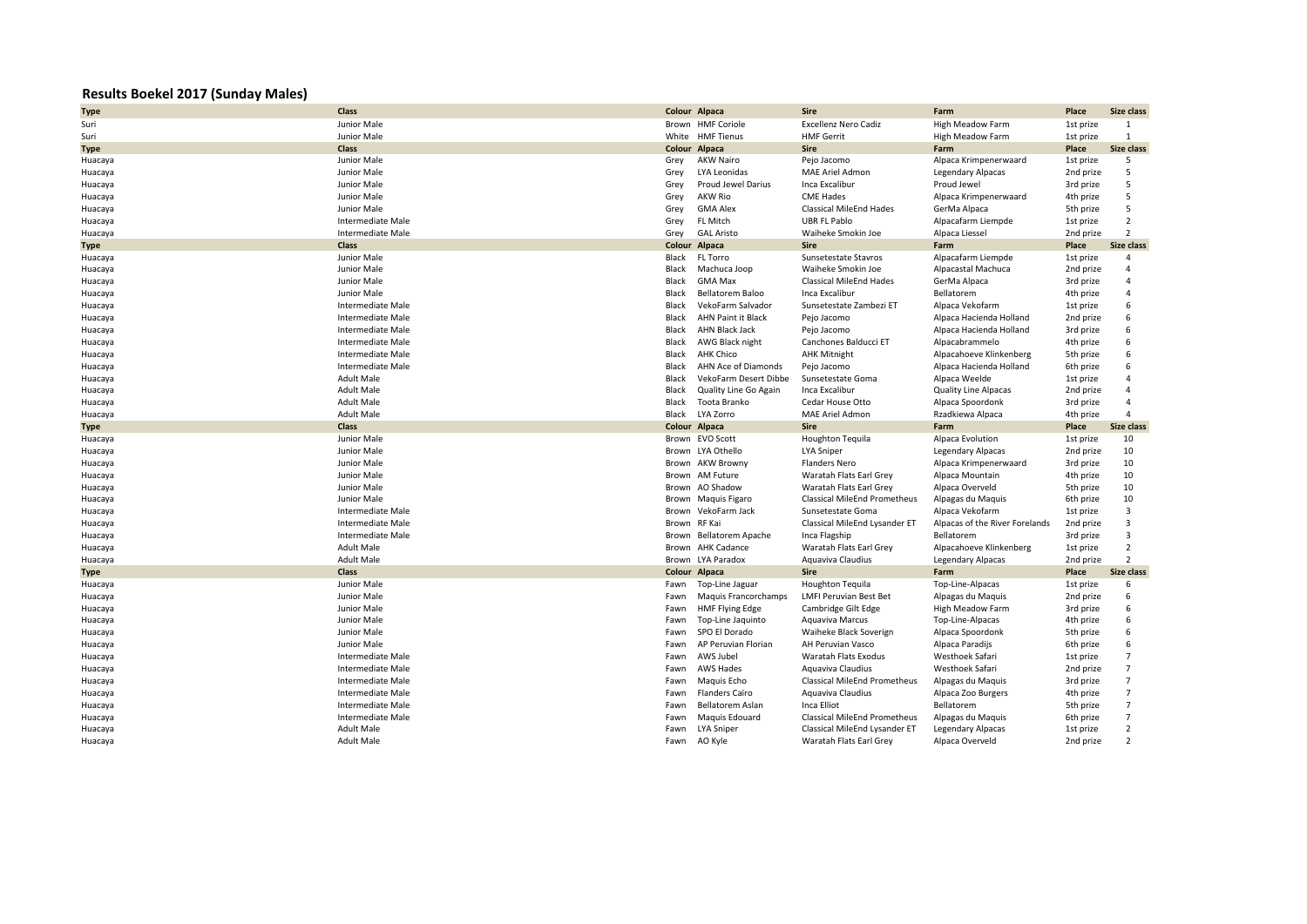# Results Boekel 2017 (Sunday Males)

| Type | Class | Colour | Alpaca | Sire | Farm | Place | Size class |
|---|---|---|---|---|---|---|---|
| Suri | Junior Male | Brown | HMF Coriole | Excellenz Nero Cadiz | High Meadow Farm | 1st prize | 1 |
| Suri | Junior Male | White | HMF Tienus | HMF Gerrit | High Meadow Farm | 1st prize | 1 |
| **Type** | **Class** | **Colour** | **Alpaca** | **Sire** | **Farm** | **Place** | **Size class** |
| Huacaya | Junior Male | Grey | AKW Nairo | Pejo Jacomo | Alpaca Krimpenerwaard | 1st prize | 5 |
| Huacaya | Junior Male | Grey | LYA Leonidas | MAE Ariel Admon | Legendary Alpacas | 2nd prize | 5 |
| Huacaya | Junior Male | Grey | Proud Jewel Darius | Inca Excalibur | Proud Jewel | 3rd prize | 5 |
| Huacaya | Junior Male | Grey | AKW Rio | CME Hades | Alpaca Krimpenerwaard | 4th prize | 5 |
| Huacaya | Junior Male | Grey | GMA Alex | Classical MileEnd Hades | GerMa Alpaca | 5th prize | 5 |
| Huacaya | Intermediate Male | Grey | FL Mitch | UBR FL Pablo | Alpacafarm Liempde | 1st prize | 2 |
| Huacaya | Intermediate Male | Grey | GAL Aristo | Waiheke Smokin Joe | Alpaca Liessel | 2nd prize | 2 |
| **Type** | **Class** | **Colour** | **Alpaca** | **Sire** | **Farm** | **Place** | **Size class** |
| Huacaya | Junior Male | Black | FL Torro | Sunsetestate Stavros | Alpacafarm Liempde | 1st prize | 4 |
| Huacaya | Junior Male | Black | Machuca Joop | Waiheke Smokin Joe | Alpacastal Machuca | 2nd prize | 4 |
| Huacaya | Junior Male | Black | GMA Max | Classical MileEnd Hades | GerMa Alpaca | 3rd prize | 4 |
| Huacaya | Junior Male | Black | Bellatorem Baloo | Inca Excalibur | Bellatorem | 4th prize | 4 |
| Huacaya | Intermediate Male | Black | VekoFarm Salvador | Sunsetestate Zambezi ET | Alpaca Vekofarm | 1st prize | 6 |
| Huacaya | Intermediate Male | Black | AHN Paint it Black | Pejo Jacomo | Alpaca Hacienda Holland | 2nd prize | 6 |
| Huacaya | Intermediate Male | Black | AHN Black Jack | Pejo Jacomo | Alpaca Hacienda Holland | 3rd prize | 6 |
| Huacaya | Intermediate Male | Black | AWG Black night | Canchones Balducci ET | Alpacabrammelo | 4th prize | 6 |
| Huacaya | Intermediate Male | Black | AHK Chico | AHK Mitnight | Alpacahoeve Klinkenberg | 5th prize | 6 |
| Huacaya | Intermediate Male | Black | AHN Ace of Diamonds | Pejo Jacomo | Alpaca Hacienda Holland | 6th prize | 6 |
| Huacaya | Adult Male | Black | VekoFarm Desert Dibbe | Sunsetestate Goma | Alpaca Weelde | 1st prize | 4 |
| Huacaya | Adult Male | Black | Quality Line Go Again | Inca Excalibur | Quality Line Alpacas | 2nd prize | 4 |
| Huacaya | Adult Male | Black | Toota Branko | Cedar House Otto | Alpaca Spoordonk | 3rd prize | 4 |
| Huacaya | Adult Male | Black | LYA Zorro | MAE Ariel Admon | Rzadkiewa Alpaca | 4th prize | 4 |
| **Type** | **Class** | **Colour** | **Alpaca** | **Sire** | **Farm** | **Place** | **Size class** |
| Huacaya | Junior Male | Brown | EVO Scott | Houghton Tequila | Alpaca Evolution | 1st prize | 10 |
| Huacaya | Junior Male | Brown | LYA Othello | LYA Sniper | Legendary Alpacas | 2nd prize | 10 |
| Huacaya | Junior Male | Brown | AKW Browny | Flanders Nero | Alpaca Krimpenerwaard | 3rd prize | 10 |
| Huacaya | Junior Male | Brown | AM Future | Waratah Flats Earl Grey | Alpaca Mountain | 4th prize | 10 |
| Huacaya | Junior Male | Brown | AO Shadow | Waratah Flats Earl Grey | Alpaca Overveld | 5th prize | 10 |
| Huacaya | Junior Male | Brown | Maquis Figaro | Classical MileEnd Prometheus | Alpagas du Maquis | 6th prize | 10 |
| Huacaya | Intermediate Male | Brown | VekoFarm Jack | Sunsetestate Goma | Alpaca Vekofarm | 1st prize | 3 |
| Huacaya | Intermediate Male | Brown | RF Kai | Classical MileEnd Lysander ET | Alpacas of the River Forelands | 2nd prize | 3 |
| Huacaya | Intermediate Male | Brown | Bellatorem Apache | Inca Flagship | Bellatorem | 3rd prize | 3 |
| Huacaya | Adult Male | Brown | AHK Cadance | Waratah Flats Earl Grey | Alpacahoeve Klinkenberg | 1st prize | 2 |
| Huacaya | Adult Male | Brown | LYA Paradox | Aquaviva Claudius | Legendary Alpacas | 2nd prize | 2 |
| **Type** | **Class** | **Colour** | **Alpaca** | **Sire** | **Farm** | **Place** | **Size class** |
| Huacaya | Junior Male | Fawn | Top-Line Jaguar | Houghton Tequila | Top-Line-Alpacas | 1st prize | 6 |
| Huacaya | Junior Male | Fawn | Maquis Francorchamps | LMFI Peruvian Best Bet | Alpagas du Maquis | 2nd prize | 6 |
| Huacaya | Junior Male | Fawn | HMF Flying Edge | Cambridge Gilt Edge | High Meadow Farm | 3rd prize | 6 |
| Huacaya | Junior Male | Fawn | Top-Line Jaquinto | Aquaviva Marcus | Top-Line-Alpacas | 4th prize | 6 |
| Huacaya | Junior Male | Fawn | SPO El Dorado | Waiheke Black Soverign | Alpaca Spoordonk | 5th prize | 6 |
| Huacaya | Junior Male | Fawn | AP Peruvian Florian | AH Peruvian Vasco | Alpaca Paradijs | 6th prize | 6 |
| Huacaya | Intermediate Male | Fawn | AWS Jubel | Waratah Flats Exodus | Westhoek Safari | 1st prize | 7 |
| Huacaya | Intermediate Male | Fawn | AWS Hades | Aquaviva Claudius | Westhoek Safari | 2nd prize | 7 |
| Huacaya | Intermediate Male | Fawn | Maquis Echo | Classical MileEnd Prometheus | Alpagas du Maquis | 3rd prize | 7 |
| Huacaya | Intermediate Male | Fawn | Flanders Caïro | Aquaviva Claudius | Alpaca Zoo Burgers | 4th prize | 7 |
| Huacaya | Intermediate Male | Fawn | Bellatorem Aslan | Inca Elliot | Bellatorem | 5th prize | 7 |
| Huacaya | Intermediate Male | Fawn | Maquis Edouard | Classical MileEnd Prometheus | Alpagas du Maquis | 6th prize | 7 |
| Huacaya | Adult Male | Fawn | LYA Sniper | Classical MileEnd Lysander ET | Legendary Alpacas | 1st prize | 2 |
| Huacaya | Adult Male | Fawn | AO Kyle | Waratah Flats Earl Grey | Alpaca Overveld | 2nd prize | 2 |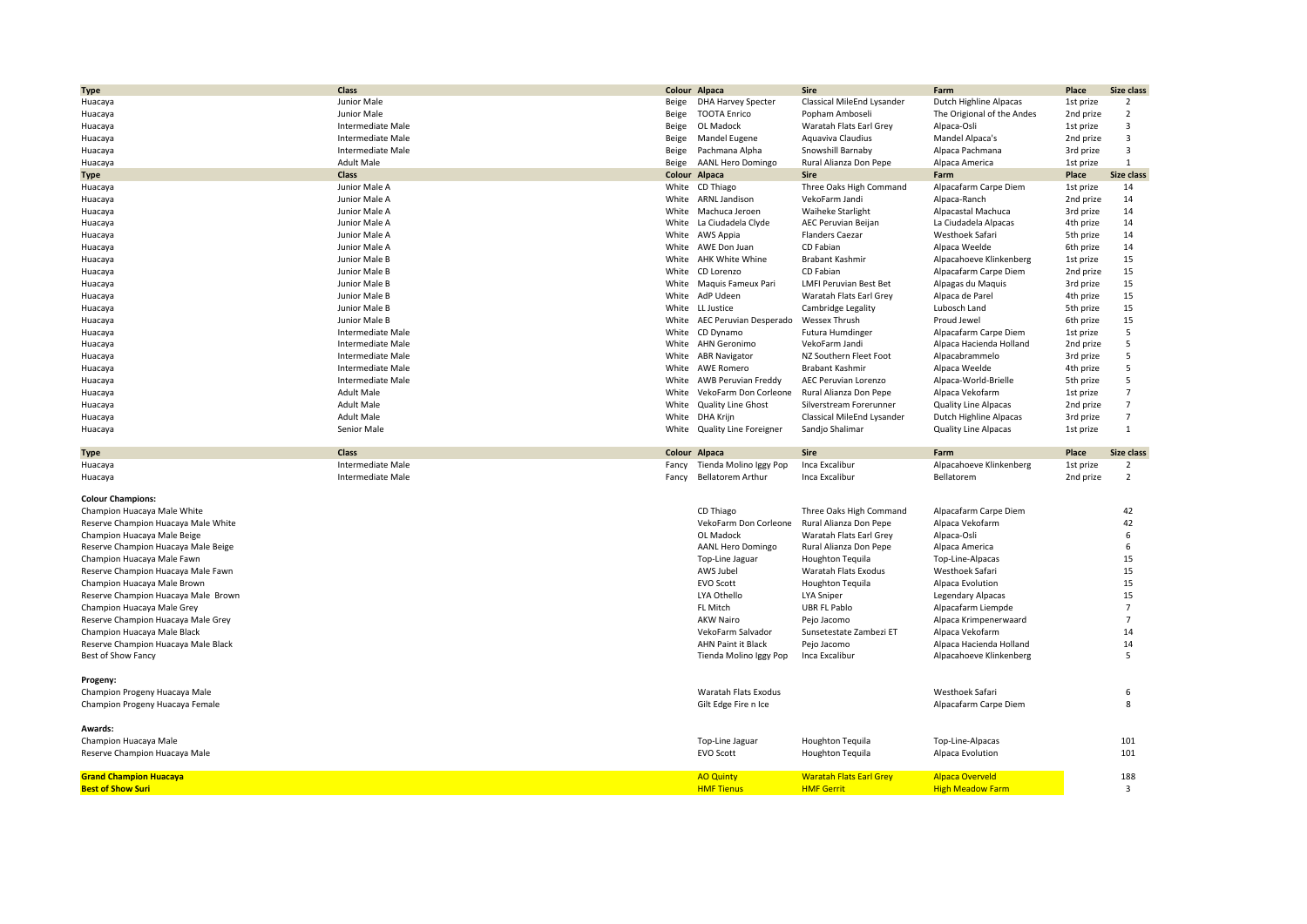| Type | Class | Colour | Alpaca | Sire | Farm | Place | Size class |
|---|---|---|---|---|---|---|---|
| Huacaya | Junior Male | Beige | DHA Harvey Specter | Classical MileEnd Lysander | Dutch Highline Alpacas | 1st prize | 2 |
| Huacaya | Junior Male | Beige | TOOTA Enrico | Popham Amboseli | The Origional of the Andes | 2nd prize | 2 |
| Huacaya | Intermediate Male | Beige | OL Madock | Waratah Flats Earl Grey | Alpaca-Osli | 1st prize | 3 |
| Huacaya | Intermediate Male | Beige | Mandel Eugene | Aquaviva Claudius | Mandel Alpaca's | 2nd prize | 3 |
| Huacaya | Intermediate Male | Beige | Pachmana Alpha | Snowshill Barnaby | Alpaca Pachmana | 3rd prize | 3 |
| Huacaya | Adult Male | Beige | AANL Hero Domingo | Rural Alianza Don Pepe | Alpaca America | 1st prize | 1 |
| **Type** | **Class** | **Colour** | **Alpaca** | **Sire** | **Farm** | **Place** | **Size class** |
| Huacaya | Junior Male A | White | CD Thiago | Three Oaks High Command | Alpacafarm Carpe Diem | 1st prize | 14 |
| Huacaya | Junior Male A | White | ARNL Jandison | VekoFarm Jandi | Alpaca-Ranch | 2nd prize | 14 |
| Huacaya | Junior Male A | White | Machuca Jeroen | Waiheke Starlight | Alpacastal Machuca | 3rd prize | 14 |
| Huacaya | Junior Male A | White | La Ciudadela Clyde | AEC Peruvian Beijan | La Ciudadela Alpacas | 4th prize | 14 |
| Huacaya | Junior Male A | White | AWS Appia | Flanders Caezar | Westhoek Safari | 5th prize | 14 |
| Huacaya | Junior Male A | White | AWE Don Juan | CD Fabian | Alpaca Weelde | 6th prize | 14 |
| Huacaya | Junior Male B | White | AHK White Whine | Brabant Kashmir | Alpacahoeve Klinkenberg | 1st prize | 15 |
| Huacaya | Junior Male B | White | CD Lorenzo | CD Fabian | Alpacafarm Carpe Diem | 2nd prize | 15 |
| Huacaya | Junior Male B | White | Maquis Fameux Pari | LMFI Peruvian Best Bet | Alpagas du Maquis | 3rd prize | 15 |
| Huacaya | Junior Male B | White | AdP Udeen | Waratah Flats Earl Grey | Alpaca de Parel | 4th prize | 15 |
| Huacaya | Junior Male B | White | LL Justice | Cambridge Legality | Lubosch Land | 5th prize | 15 |
| Huacaya | Junior Male B | White | AEC Peruvian Desperado | Wessex Thrush | Proud Jewel | 6th prize | 15 |
| Huacaya | Intermediate Male | White | CD Dynamo | Futura Humdinger | Alpacafarm Carpe Diem | 1st prize | 5 |
| Huacaya | Intermediate Male | White | AHN Geronimo | VekoFarm Jandi | Alpaca Hacienda Holland | 2nd prize | 5 |
| Huacaya | Intermediate Male | White | ABR Navigator | NZ Southern Fleet Foot | Alpacabrammelo | 3rd prize | 5 |
| Huacaya | Intermediate Male | White | AWE Romero | Brabant Kashmir | Alpaca Weelde | 4th prize | 5 |
| Huacaya | Intermediate Male | White | AWB Peruvian Freddy | AEC Peruvian Lorenzo | Alpaca-World-Brielle | 5th prize | 5 |
| Huacaya | Adult Male | White | VekoFarm Don Corleone | Rural Alianza Don Pepe | Alpaca Vekofarm | 1st prize | 7 |
| Huacaya | Adult Male | White | Quality Line Ghost | Silverstream Forerunner | Quality Line Alpacas | 2nd prize | 7 |
| Huacaya | Adult Male | White | DHA Krijn | Classical MileEnd Lysander | Dutch Highline Alpacas | 3rd prize | 7 |
| Huacaya | Senior Male | White | Quality Line Foreigner | Sandjo Shalimar | Quality Line Alpacas | 1st prize | 1 |

| Type | Class | Colour | Alpaca | Sire | Farm | Place | Size class |
|---|---|---|---|---|---|---|---|
| Huacaya | Intermediate Male | Fancy | Tienda Molino Iggy Pop | Inca Excalibur | Alpacahoeve Klinkenberg | 1st prize | 2 |
| Huacaya | Intermediate Male | Fancy | Bellatorem Arthur | Inca Excalibur | Bellatorem | 2nd prize | 2 |

**Colour Champions:**

| | Alpaca | Sire | Farm | Size class |
|---|---|---|---|---|
| Champion Huacaya Male White | CD Thiago | Three Oaks High Command | Alpacafarm Carpe Diem | 42 |
| Reserve Champion Huacaya Male White | VekoFarm Don Corleone | Rural Alianza Don Pepe | Alpaca Vekofarm | 42 |
| Champion Huacaya Male Beige | OL Madock | Waratah Flats Earl Grey | Alpaca-Osli | 6 |
| Reserve Champion Huacaya Male Beige | AANL Hero Domingo | Rural Alianza Don Pepe | Alpaca America | 6 |
| Champion Huacaya Male Fawn | Top-Line Jaguar | Houghton Tequila | Top-Line-Alpacas | 15 |
| Reserve Champion Huacaya Male Fawn | AWS Jubel | Waratah Flats Exodus | Westhoek Safari | 15 |
| Champion Huacaya Male Brown | EVO Scott | Houghton Tequila | Alpaca Evolution | 15 |
| Reserve Champion Huacaya Male Brown | LYA Othello | LYA Sniper | Legendary Alpacas | 15 |
| Champion Huacaya Male Grey | FL Mitch | UBR FL Pablo | Alpacafarm Liempde | 7 |
| Reserve Champion Huacaya Male Grey | AKW Nairo | Pejo Jacomo | Alpaca Krimpenerwaard | 7 |
| Champion Huacaya Male Black | VekoFarm Salvador | Sunsetestate Zambezi ET | Alpaca Vekofarm | 14 |
| Reserve Champion Huacaya Male Black | AHN Paint it Black | Pejo Jacomo | Alpaca Hacienda Holland | 14 |
| Best of Show Fancy | Tienda Molino Iggy Pop | Inca Excalibur | Alpacahoeve Klinkenberg | 5 |

**Progeny:**

| | Alpaca | Sire | Farm | Size class |
|---|---|---|---|---|
| Champion Progeny Huacaya Male | Waratah Flats Exodus | | Westhoek Safari | 6 |
| Champion Progeny Huacaya Female | Gilt Edge Fire n Ice | | Alpacafarm Carpe Diem | 8 |

**Awards:**

| | Alpaca | Sire | Farm | Size class |
|---|---|---|---|---|
| Champion Huacaya Male | Top-Line Jaguar | Houghton Tequila | Top-Line-Alpacas | 101 |
| Reserve Champion Huacaya Male | EVO Scott | Houghton Tequila | Alpaca Evolution | 101 |
| **Grand Champion Huacaya** | AO Quinty | Waratah Flats Earl Grey | Alpaca Overveld | 188 |
| **Best of Show Suri** | HMF Tienus | HMF Gerrit | High Meadow Farm | 3 |